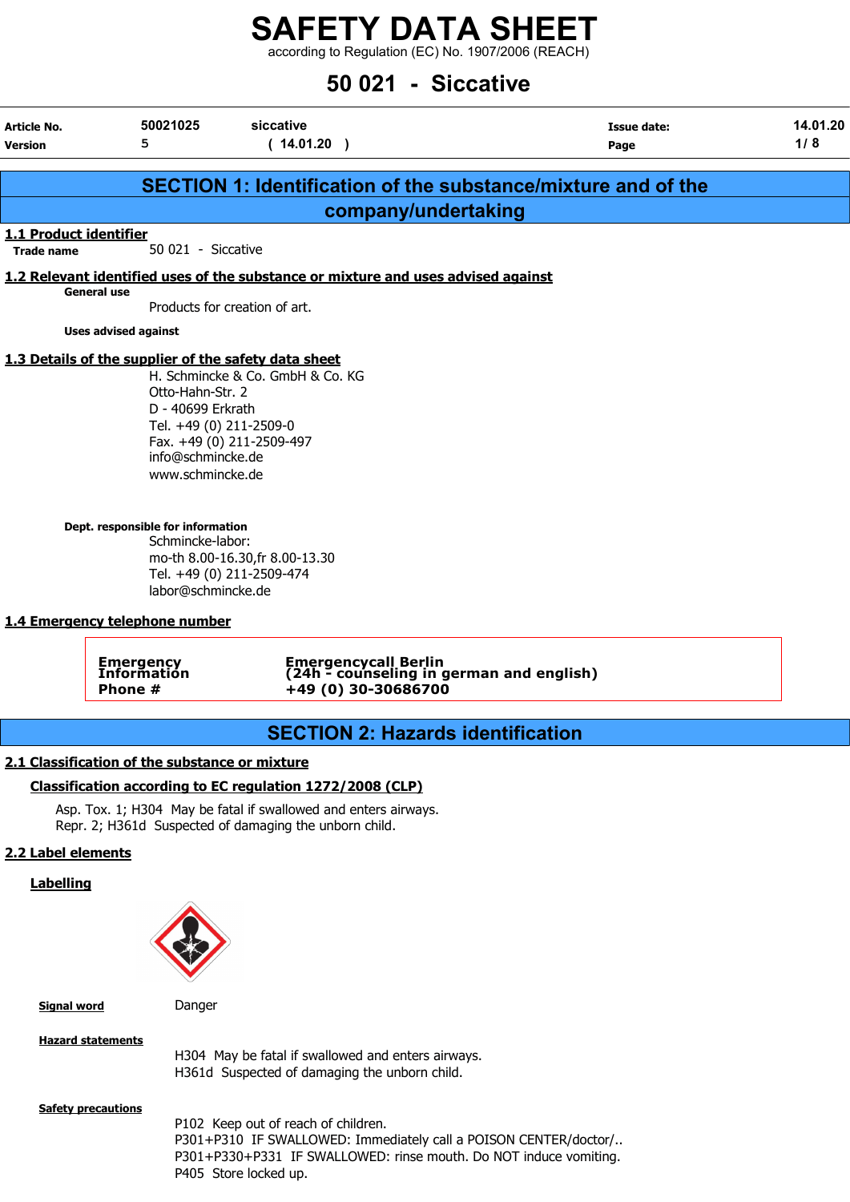# SAFETY DATA SHEET

according to Regulation (EC) No. 1907/2006 (REACH)

# 50 021 - Siccative

| Article No. | 50021025 | siccative | Issue date: | 14.01.20 |
|---|---|---|---|---|
| Version | 5 | ( 14.01.20 ) | Page | 1/ 8 |

## SECTION 1: Identification of the substance/mixture and of the company/undertaking

### 1.1 Product identifier

**Trade name** 50 021 - Siccative

### 1.2 Relevant identified uses of the substance or mixture and uses advised against

**General use**

Products for creation of art.

**Uses advised against**

### 1.3 Details of the supplier of the safety data sheet

H. Schmincke & Co. GmbH & Co. KG
Otto-Hahn-Str. 2
D - 40699 Erkrath
Tel. +49 (0) 211-2509-0
Fax. +49 (0) 211-2509-497
info@schmincke.de
www.schmincke.de

**Dept. responsible for information**

Schmincke-labor:
mo-th 8.00-16.30,fr 8.00-13.30
Tel. +49 (0) 211-2509-474
labor@schmincke.de

### 1.4 Emergency telephone number

| Emergency Information Phone # | Emergencycall Berlin (24h - counseling in german and english) +49 (0) 30-30686700 |
|---|---|

## SECTION 2: Hazards identification

### 2.1 Classification of the substance or mixture

**Classification according to EC regulation 1272/2008 (CLP)**

Asp. Tox. 1; H304 May be fatal if swallowed and enters airways.
Repr. 2; H361d Suspected of damaging the unborn child.

### 2.2 Label elements

**Labelling**

**Signal word** Danger

**Hazard statements**

H304 May be fatal if swallowed and enters airways.
H361d Suspected of damaging the unborn child.

**Safety precautions**

P102 Keep out of reach of children.
P301+P310 IF SWALLOWED: Immediately call a POISON CENTER/doctor/..
P301+P330+P331 IF SWALLOWED: rinse mouth. Do NOT induce vomiting.
P405 Store locked up.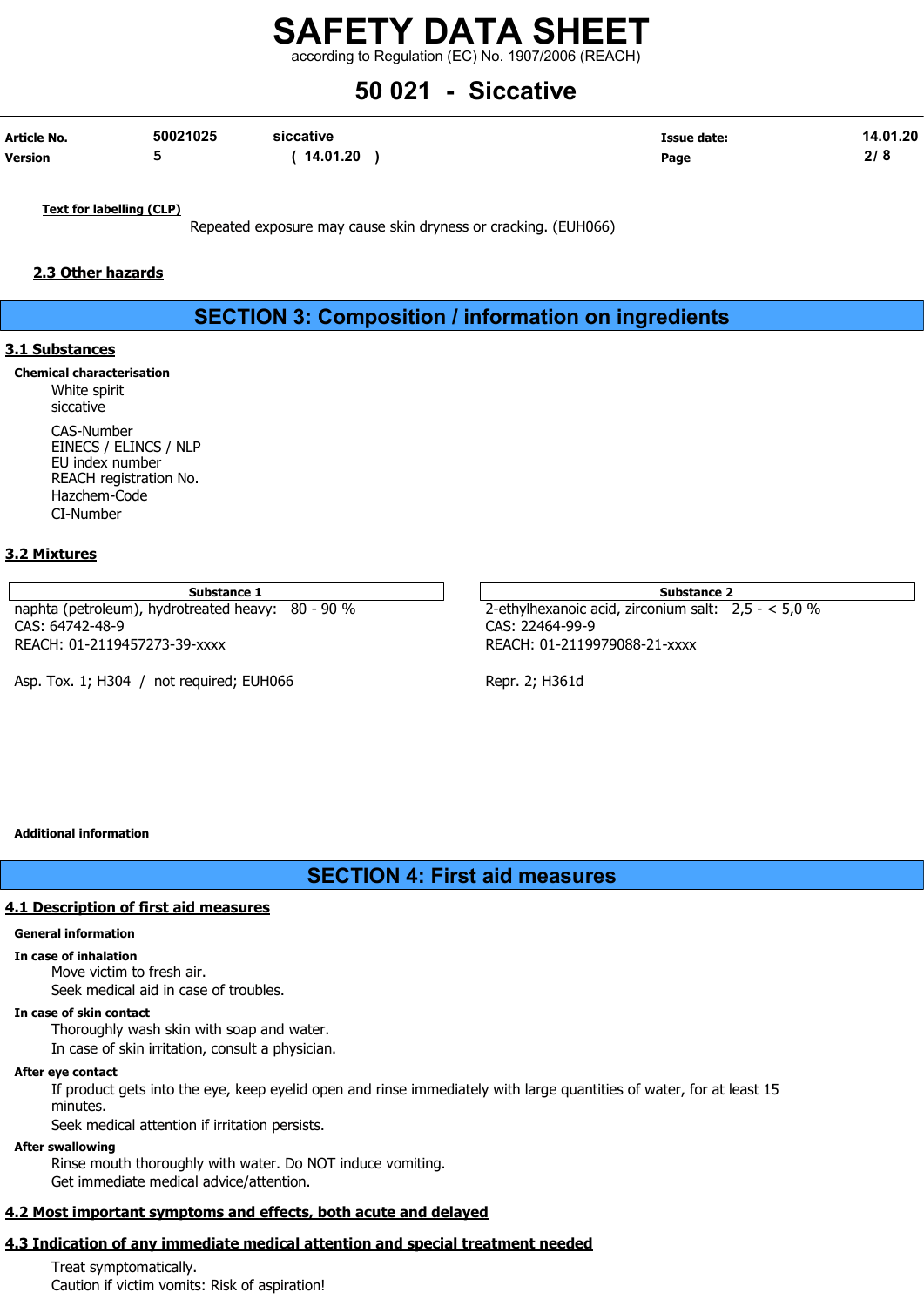**Text for labelling (CLP)**

Repeated exposure may cause skin dryness or cracking. (EUH066)

### 2.3 Other hazards

## SECTION 3: Composition / information on ingredients

### 3.1 Substances

**Chemical characterisation**

White spirit
siccative

CAS-Number
EINECS / ELINCS / NLP
EU index number
REACH registration No.
Hazchem-Code
CI-Number

### 3.2 Mixtures

| Substance 1 |
|---|
| naphta (petroleum), hydrotreated heavy: 80 - 90 %<br>CAS: 64742-48-9<br>REACH: 01-2119457273-39-xxxx<br><br>Asp. Tox. 1; H304 / not required; EUH066 |

| Substance 2 |
|---|
| 2-ethylhexanoic acid, zirconium salt: 2,5 - < 5,0 %<br>CAS: 22464-99-9<br>REACH: 01-2119979088-21-xxxx<br><br>Repr. 2; H361d |

**Additional information**

## SECTION 4: First aid measures

### 4.1 Description of first aid measures

**General information**

**In case of inhalation**

Move victim to fresh air.
Seek medical aid in case of troubles.

**In case of skin contact**

Thoroughly wash skin with soap and water.
In case of skin irritation, consult a physician.

**After eye contact**

If product gets into the eye, keep eyelid open and rinse immediately with large quantities of water, for at least 15 minutes.
Seek medical attention if irritation persists.

**After swallowing**

Rinse mouth thoroughly with water. Do NOT induce vomiting.
Get immediate medical advice/attention.

### 4.2 Most important symptoms and effects, both acute and delayed

### 4.3 Indication of any immediate medical attention and special treatment needed

Treat symptomatically.
Caution if victim vomits: Risk of aspiration!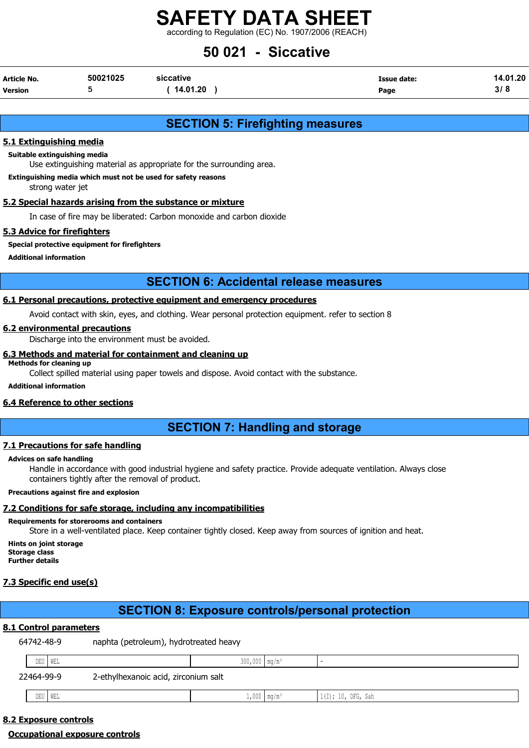## SECTION 5: Firefighting measures

### 5.1 Extinguishing media

**Suitable extinguishing media**

Use extinguishing material as appropriate for the surrounding area.

**Extinguishing media which must not be used for safety reasons**

strong water jet

### 5.2 Special hazards arising from the substance or mixture

In case of fire may be liberated: Carbon monoxide and carbon dioxide

### 5.3 Advice for firefighters

**Special protective equipment for firefighters**

**Additional information**

## SECTION 6: Accidental release measures

### 6.1 Personal precautions, protective equipment and emergency procedures

Avoid contact with skin, eyes, and clothing. Wear personal protection equipment. refer to section 8

### 6.2 environmental precautions

Discharge into the environment must be avoided.

### 6.3 Methods and material for containment and cleaning up

**Methods for cleaning up**

Collect spilled material using paper towels and dispose. Avoid contact with the substance.

**Additional information**

### 6.4 Reference to other sections

## SECTION 7: Handling and storage

### 7.1 Precautions for safe handling

**Advices on safe handling**

Handle in accordance with good industrial hygiene and safety practice. Provide adequate ventilation. Always close containers tightly after the removal of product.

**Precautions against fire and explosion**

### 7.2 Conditions for safe storage, including any incompatibilities

**Requirements for storerooms and containers**

Store in a well-ventilated place. Keep container tightly closed. Keep away from sources of ignition and heat.

**Hints on joint storage**

**Storage class**

**Further details**

### 7.3 Specific end use(s)

## SECTION 8: Exposure controls/personal protection

### 8.1 Control parameters

64742-48-9 naphta (petroleum), hydrotreated heavy

| | | | | |
|---|---|---|---|---|
| DEU | WEL | 300,000 | mg/m³ | - |

22464-99-9 2-ethylhexanoic acid, zirconium salt

| | | | | |
|---|---|---|---|---|
| DEU | WEL | 1,000 | mg/m³ | 1(I); 10, DFG, Sah |

### 8.2 Exposure controls

**Occupational exposure controls**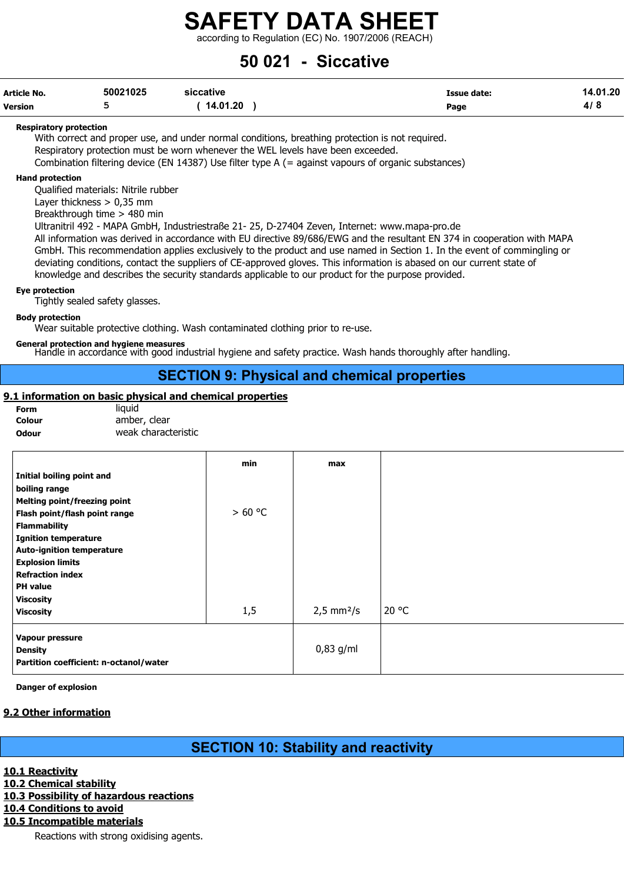**Respiratory protection**

With correct and proper use, and under normal conditions, breathing protection is not required.
Respiratory protection must be worn whenever the WEL levels have been exceeded.
Combination filtering device (EN 14387) Use filter type A (= against vapours of organic substances)

**Hand protection**

Qualified materials: Nitrile rubber
Layer thickness > 0,35 mm
Breakthrough time > 480 min
Ultranitril 492 - MAPA GmbH, Industriestraße 21- 25, D-27404 Zeven, Internet: www.mapa-pro.de
All information was derived in accordance with EU directive 89/686/EWG and the resultant EN 374 in cooperation with MAPA GmbH. This recommendation applies exclusively to the product and use named in Section 1. In the event of commingling or deviating conditions, contact the suppliers of CE-approved gloves. This information is abased on our current state of knowledge and describes the security standards applicable to our product for the purpose provided.

**Eye protection**

Tightly sealed safety glasses.

**Body protection**

Wear suitable protective clothing. Wash contaminated clothing prior to re-use.

**General protection and hygiene measures**

Handle in accordance with good industrial hygiene and safety practice. Wash hands thoroughly after handling.

## SECTION 9: Physical and chemical properties

### 9.1 information on basic physical and chemical properties

**Form** liquid
**Colour** amber, clear
**Odour** weak characteristic

| | min | max | |
|---|---|---|---|
| **Initial boiling point and boiling range** | | | |
| **Melting point/freezing point** | | | |
| **Flash point/flash point range** | > 60 °C | | |
| **Flammability** | | | |
| **Ignition temperature** | | | |
| **Auto-ignition temperature** | | | |
| **Explosion limits** | | | |
| **Refraction index** | | | |
| **PH value** | | | |
| **Viscosity** | | | |
| **Viscosity** | 1,5 | 2,5 mm²/s | 20 °C |
| **Vapour pressure** | | | |
| **Density** | | 0,83 g/ml | |
| **Partition coefficient: n-octanol/water** | | | |

**Danger of explosion**

### 9.2 Other information

## SECTION 10: Stability and reactivity

### 10.1 Reactivity

### 10.2 Chemical stability

### 10.3 Possibility of hazardous reactions

### 10.4 Conditions to avoid

### 10.5 Incompatible materials

Reactions with strong oxidising agents.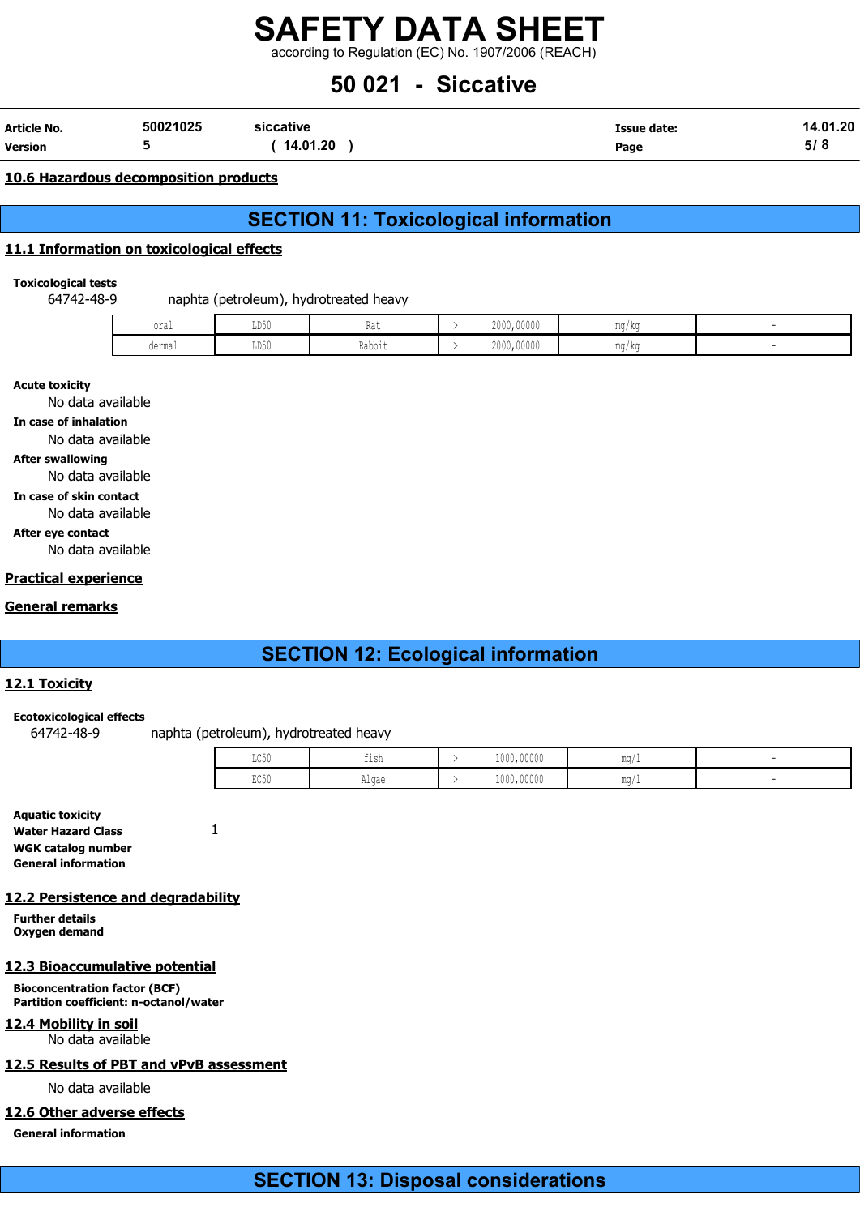### 10.6 Hazardous decomposition products

## SECTION 11: Toxicological information

### 11.1 Information on toxicological effects

**Toxicological tests**

64742-48-9 naphta (petroleum), hydrotreated heavy

| | | | | | | |
|---|---|---|---|---|---|---|
| oral | LD50 | Rat | > | 2000,00000 | mg/kg | - |
| dermal | LD50 | Rabbit | > | 2000,00000 | mg/kg | - |

**Acute toxicity**

No data available

**In case of inhalation**

No data available

**After swallowing**

No data available

**In case of skin contact**

No data available

**After eye contact**

No data available

### Practical experience

### General remarks

## SECTION 12: Ecological information

### 12.1 Toxicity

**Ecotoxicological effects**

64742-48-9 naphta (petroleum), hydrotreated heavy

| | | | | | |
|---|---|---|---|---|---|
| LC50 | fish | > | 1000,00000 | mg/l | - |
| EC50 | Algae | > | 1000,00000 | mg/l | - |

**Aquatic toxicity**

**Water Hazard Class** 1

**WGK catalog number**

**General information**

### 12.2 Persistence and degradability

**Further details**

**Oxygen demand**

### 12.3 Bioaccumulative potential

**Bioconcentration factor (BCF)**

**Partition coefficient: n-octanol/water**

### 12.4 Mobility in soil

No data available

### 12.5 Results of PBT and vPvB assessment

No data available

### 12.6 Other adverse effects

**General information**

## SECTION 13: Disposal considerations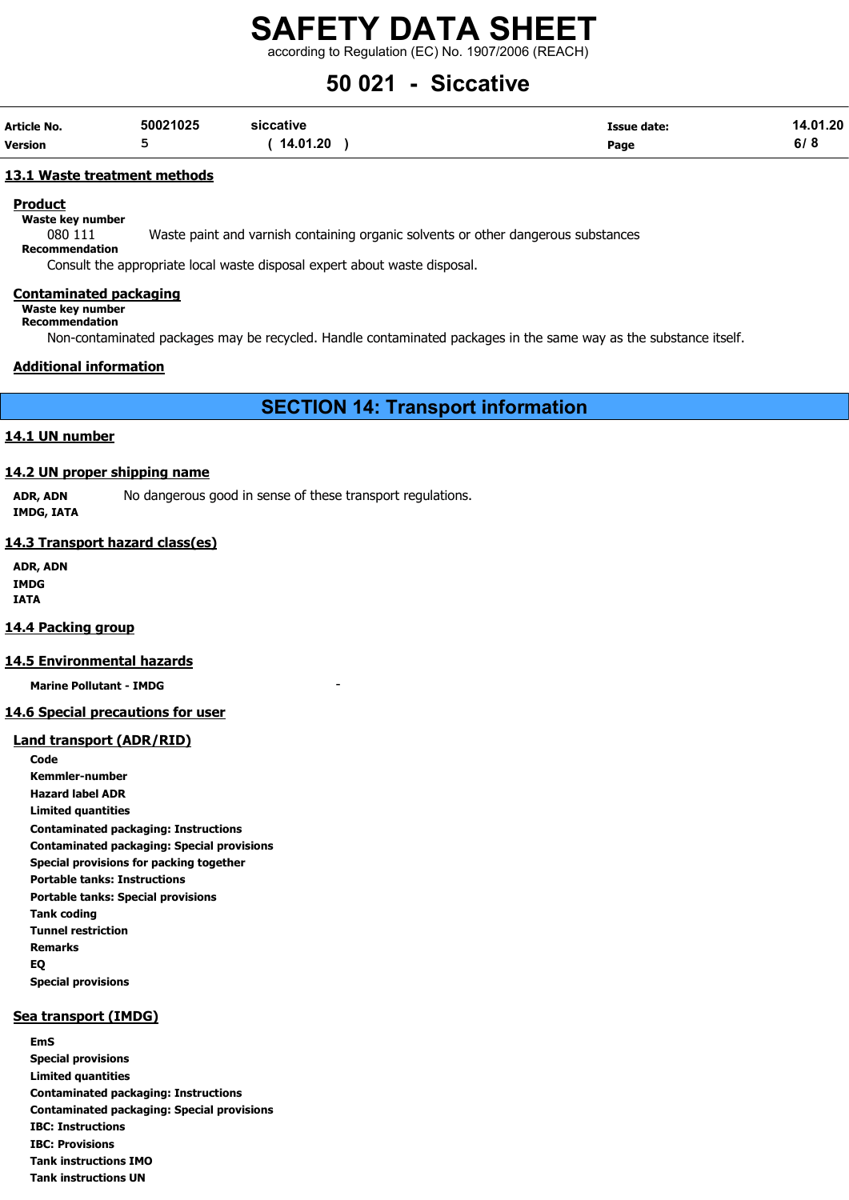### 13.1 Waste treatment methods

**Product**

**Waste key number**

080 111 Waste paint and varnish containing organic solvents or other dangerous substances

**Recommendation**

Consult the appropriate local waste disposal expert about waste disposal.

**Contaminated packaging**

**Waste key number**

**Recommendation**

Non-contaminated packages may be recycled. Handle contaminated packages in the same way as the substance itself.

**Additional information**

## SECTION 14: Transport information

### 14.1 UN number

### 14.2 UN proper shipping name

**ADR, ADN** No dangerous good in sense of these transport regulations.

**IMDG, IATA**

### 14.3 Transport hazard class(es)

**ADR, ADN**

**IMDG**

**IATA**

### 14.4 Packing group

### 14.5 Environmental hazards

**Marine Pollutant - IMDG** -

### 14.6 Special precautions for user

**Land transport (ADR/RID)**

**Code**

**Kemmler-number**

**Hazard label ADR**

**Limited quantities**

**Contaminated packaging: Instructions**

**Contaminated packaging: Special provisions**

**Special provisions for packing together**

**Portable tanks: Instructions**

**Portable tanks: Special provisions**

**Tank coding**

**Tunnel restriction**

**Remarks**

**EQ**

**Special provisions**

**Sea transport (IMDG)**

**EmS**

**Special provisions**

**Limited quantities**

**Contaminated packaging: Instructions**

**Contaminated packaging: Special provisions**

**IBC: Instructions**

**IBC: Provisions**

**Tank instructions IMO**

**Tank instructions UN**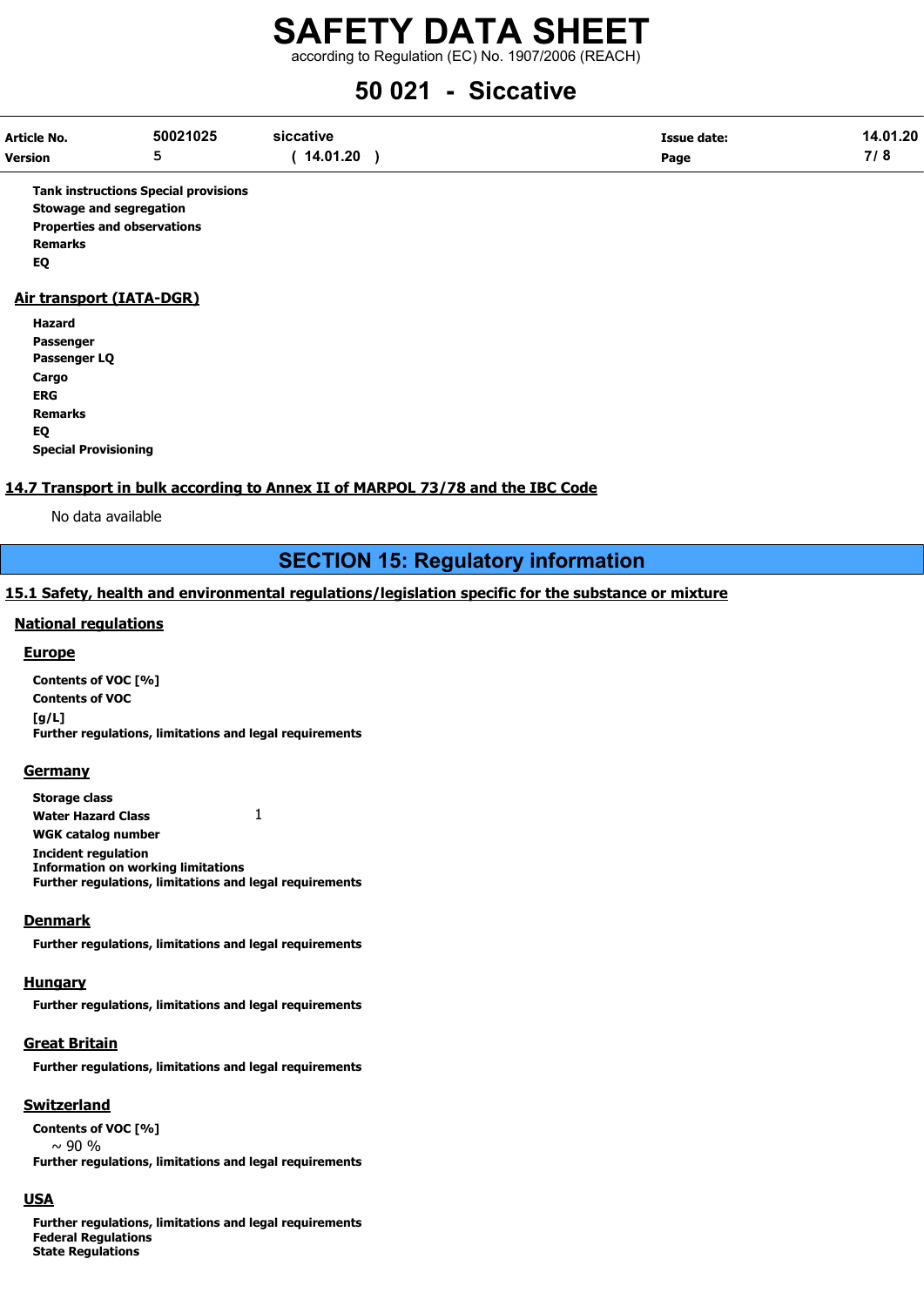**Tank instructions Special provisions**
**Stowage and segregation**
**Properties and observations**
**Remarks**
**EQ**

### Air transport (IATA-DGR)

**Hazard**
**Passenger**
**Passenger LQ**
**Cargo**
**ERG**
**Remarks**
**EQ**
**Special Provisioning**

### 14.7 Transport in bulk according to Annex II of MARPOL 73/78 and the IBC Code

No data available

## SECTION 15: Regulatory information

### 15.1 Safety, health and environmental regulations/legislation specific for the substance or mixture

#### National regulations

##### Europe

**Contents of VOC [%]**
**Contents of VOC [g/L]**
**Further regulations, limitations and legal requirements**

##### Germany

**Storage class**
**Water Hazard Class** 1
**WGK catalog number**
**Incident regulation**
**Information on working limitations**
**Further regulations, limitations and legal requirements**

##### Denmark

**Further regulations, limitations and legal requirements**

##### Hungary

**Further regulations, limitations and legal requirements**

##### Great Britain

**Further regulations, limitations and legal requirements**

##### Switzerland

**Contents of VOC [%]**
~ 90 %
**Further regulations, limitations and legal requirements**

##### USA

**Further regulations, limitations and legal requirements**
**Federal Regulations**
**State Regulations**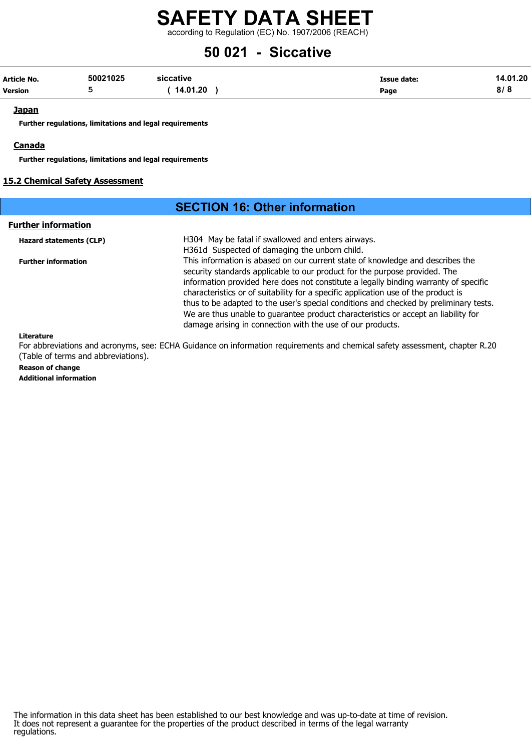**Japan**

**Further regulations, limitations and legal requirements**

**Canada**

**Further regulations, limitations and legal requirements**

### 15.2 Chemical Safety Assessment

## SECTION 16: Other information

### Further information

| | |
|---|---|
| **Hazard statements (CLP)** | H304 May be fatal if swallowed and enters airways.<br>H361d Suspected of damaging the unborn child. |
| **Further information** | This information is abased on our current state of knowledge and describes the security standards applicable to our product for the purpose provided. The information provided here does not constitute a legally binding warranty of specific characteristics or of suitability for a specific application use of the product is thus to be adapted to the user's special conditions and checked by preliminary tests. We are thus unable to guarantee product characteristics or accept an liability for damage arising in connection with the use of our products. |

**Literature**

For abbreviations and acronyms, see: ECHA Guidance on information requirements and chemical safety assessment, chapter R.20 (Table of terms and abbreviations).

**Reason of change**

**Additional information**

The information in this data sheet has been established to our best knowledge and was up-to-date at time of revision. It does not represent a guarantee for the properties of the product described in terms of the legal warranty regulations.